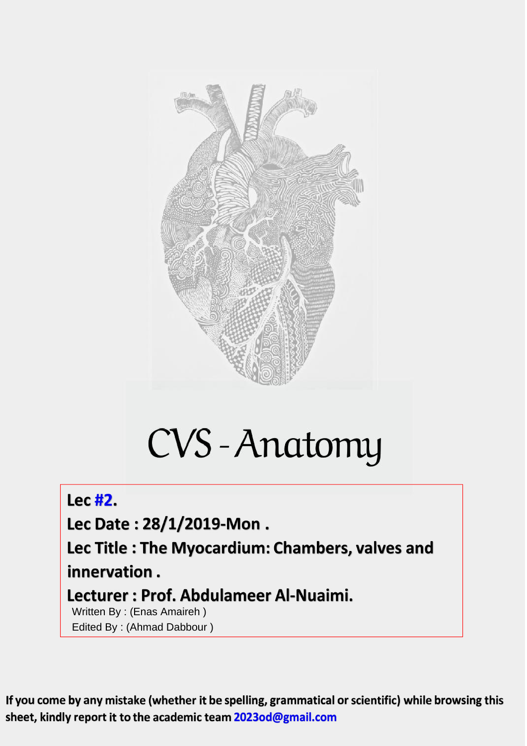# CVS - Anatomy

**Lec #2.**

**Lec Date : 28/1/2019-Mon .**

**Lec Title : The Myocardium: Chambers, valves and innervation .**

**Lecturer : Prof. Abdulameer Al-Nuaimi.**

Written By : (Enas Amaireh )

Edited By : (Ahmad Dabbour )

**If you come by any mistake (whether it be spelling, grammatical or scientific) while browsing this sheet, kindly report it to the academic team 2023od@gmail.com**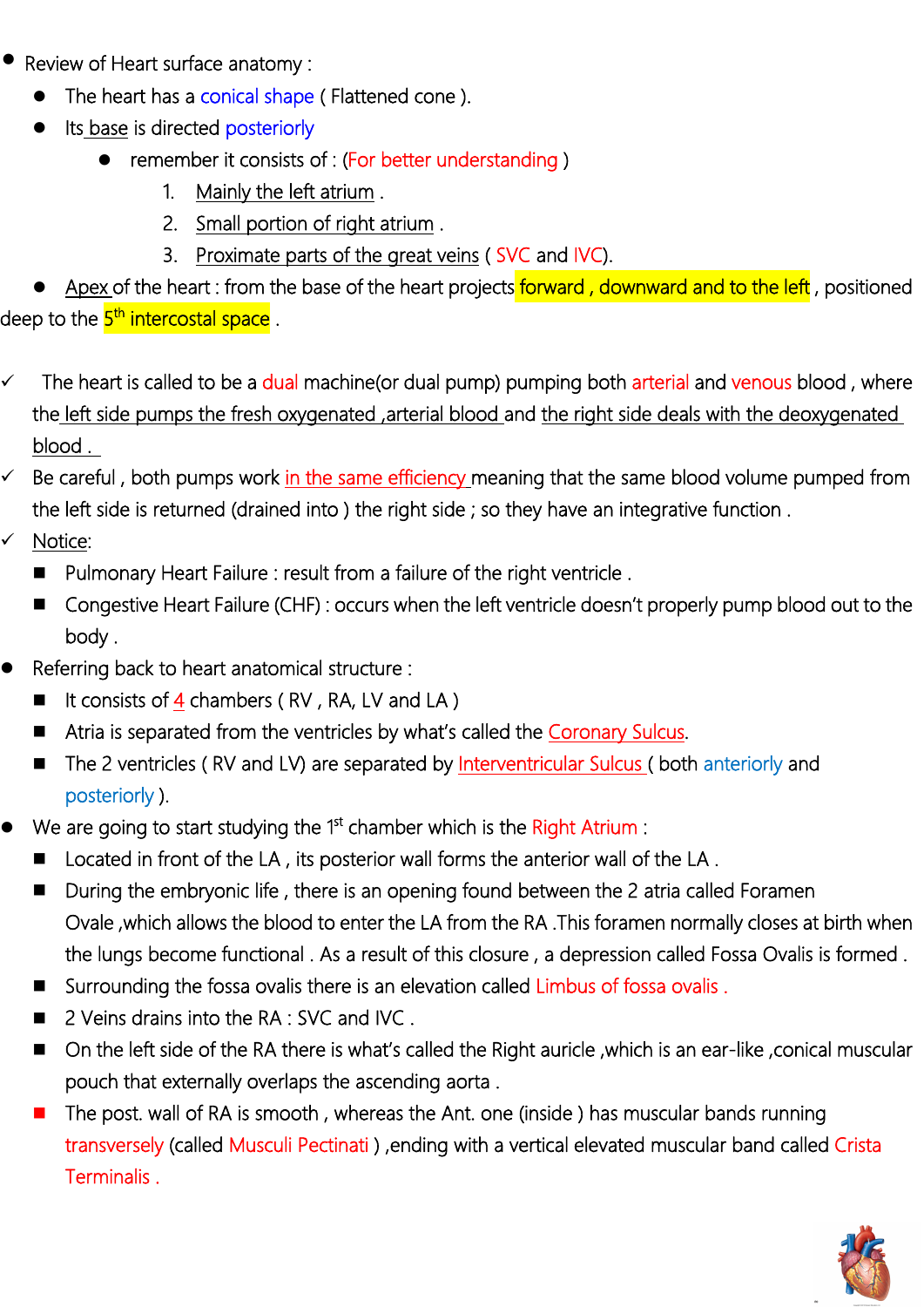- Review of Heart surface anatomy :
  - The heart has a conical shape ( Flattened cone ).
  - Its base is directed posteriorly
    - remember it consists of : (For better understanding )
      1. Mainly the left atrium .
      2. Small portion of right atrium .
      3. Proximate parts of the great veins ( SVC and IVC).
  - Apex of the heart : from the base of the heart projects forward , downward and to the left , positioned deep to the 5th intercostal space .

✓ The heart is called to be a dual machine(or dual pump) pumping both arterial and venous blood , where the left side pumps the fresh oxygenated ,arterial blood and the right side deals with the deoxygenated blood .

✓ Be careful , both pumps work in the same efficiency meaning that the same blood volume pumped from the left side is returned (drained into ) the right side ; so they have an integrative function .

✓ Notice:

- Pulmonary Heart Failure : result from a failure of the right ventricle .
- Congestive Heart Failure (CHF) : occurs when the left ventricle doesn't properly pump blood out to the body .

- Referring back to heart anatomical structure :
  - It consists of 4 chambers ( RV , RA, LV and LA )
  - Atria is separated from the ventricles by what's called the Coronary Sulcus.
  - The 2 ventricles ( RV and LV) are separated by Interventricular Sulcus ( both anteriorly and posteriorly ).
- We are going to start studying the 1st chamber which is the Right Atrium :
  - Located in front of the LA , its posterior wall forms the anterior wall of the LA .
  - During the embryonic life , there is an opening found between the 2 atria called Foramen Ovale ,which allows the blood to enter the LA from the RA .This foramen normally closes at birth when the lungs become functional . As a result of this closure , a depression called Fossa Ovalis is formed .
  - Surrounding the fossa ovalis there is an elevation called Limbus of fossa ovalis .
  - 2 Veins drains into the RA : SVC and IVC .
  - On the left side of the RA there is what's called the Right auricle ,which is an ear-like ,conical muscular pouch that externally overlaps the ascending aorta .
  - The post. wall of RA is smooth , whereas the Ant. one (inside ) has muscular bands running transversely (called Musculi Pectinati ) ,ending with a vertical elevated muscular band called Crista Terminalis .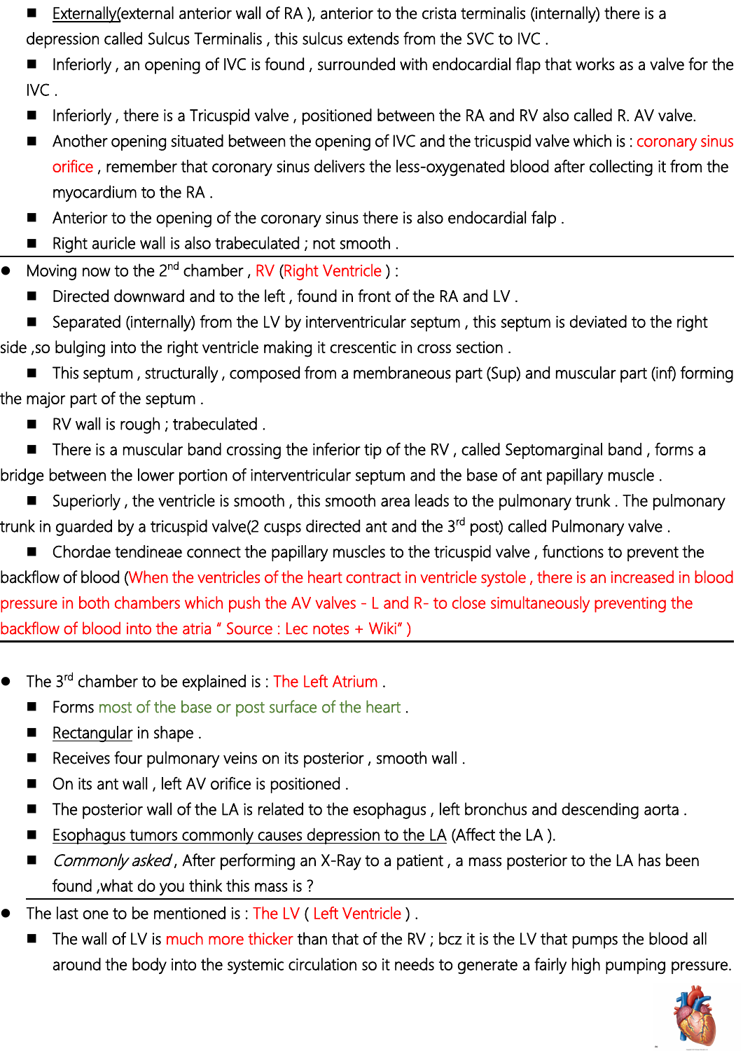- Externally(external anterior wall of RA ), anterior to the crista terminalis (internally) there is a depression called Sulcus Terminalis , this sulcus extends from the SVC to IVC .
- Inferiorly , an opening of IVC is found , surrounded with endocardial flap that works as a valve for the IVC .
- Inferiorly , there is a Tricuspid valve , positioned between the RA and RV also called R. AV valve.
- Another opening situated between the opening of IVC and the tricuspid valve which is : coronary sinus orifice , remember that coronary sinus delivers the less-oxygenated blood after collecting it from the myocardium to the RA .
- Anterior to the opening of the coronary sinus there is also endocardial falp .
- Right auricle wall is also trabeculated ; not smooth .

---

- Moving now to the 2nd chamber , RV (Right Ventricle ) :
    - Directed downward and to the left , found in front of the RA and LV .
    - Separated (internally) from the LV by interventricular septum , this septum is deviated to the right side ,so bulging into the right ventricle making it crescentic in cross section .
    - This septum , structurally , composed from a membraneous part (Sup) and muscular part (inf) forming the major part of the septum .
    - RV wall is rough ; trabeculated .
    - There is a muscular band crossing the inferior tip of the RV , called Septomarginal band , forms a bridge between the lower portion of interventricular septum and the base of ant papillary muscle .
    - Superiorly , the ventricle is smooth , this smooth area leads to the pulmonary trunk . The pulmonary trunk in guarded by a tricuspid valve(2 cusps directed ant and the 3rd post) called Pulmonary valve .
    - Chordae tendineae connect the papillary muscles to the tricuspid valve , functions to prevent the backflow of blood (When the ventricles of the heart contract in ventricle systole , there is an increased in blood pressure in both chambers which push the AV valves - L and R- to close simultaneously preventing the backflow of blood into the atria " Source : Lec notes + Wiki" )

---

- The 3rd chamber to be explained is : The Left Atrium .
    - Forms most of the base or post surface of the heart .
    - Rectangular in shape .
    - Receives four pulmonary veins on its posterior , smooth wall .
    - On its ant wall , left AV orifice is positioned .
    - The posterior wall of the LA is related to the esophagus , left bronchus and descending aorta .
    - Esophagus tumors commonly causes depression to the LA (Affect the LA ).
    - *Commonly asked* , After performing an X-Ray to a patient , a mass posterior to the LA has been found ,what do you think this mass is ?

---

- The last one to be mentioned is : The LV ( Left Ventricle ) .
    - The wall of LV is much more thicker than that of the RV ; bcz it is the LV that pumps the blood all around the body into the systemic circulation so it needs to generate a fairly high pumping pressure.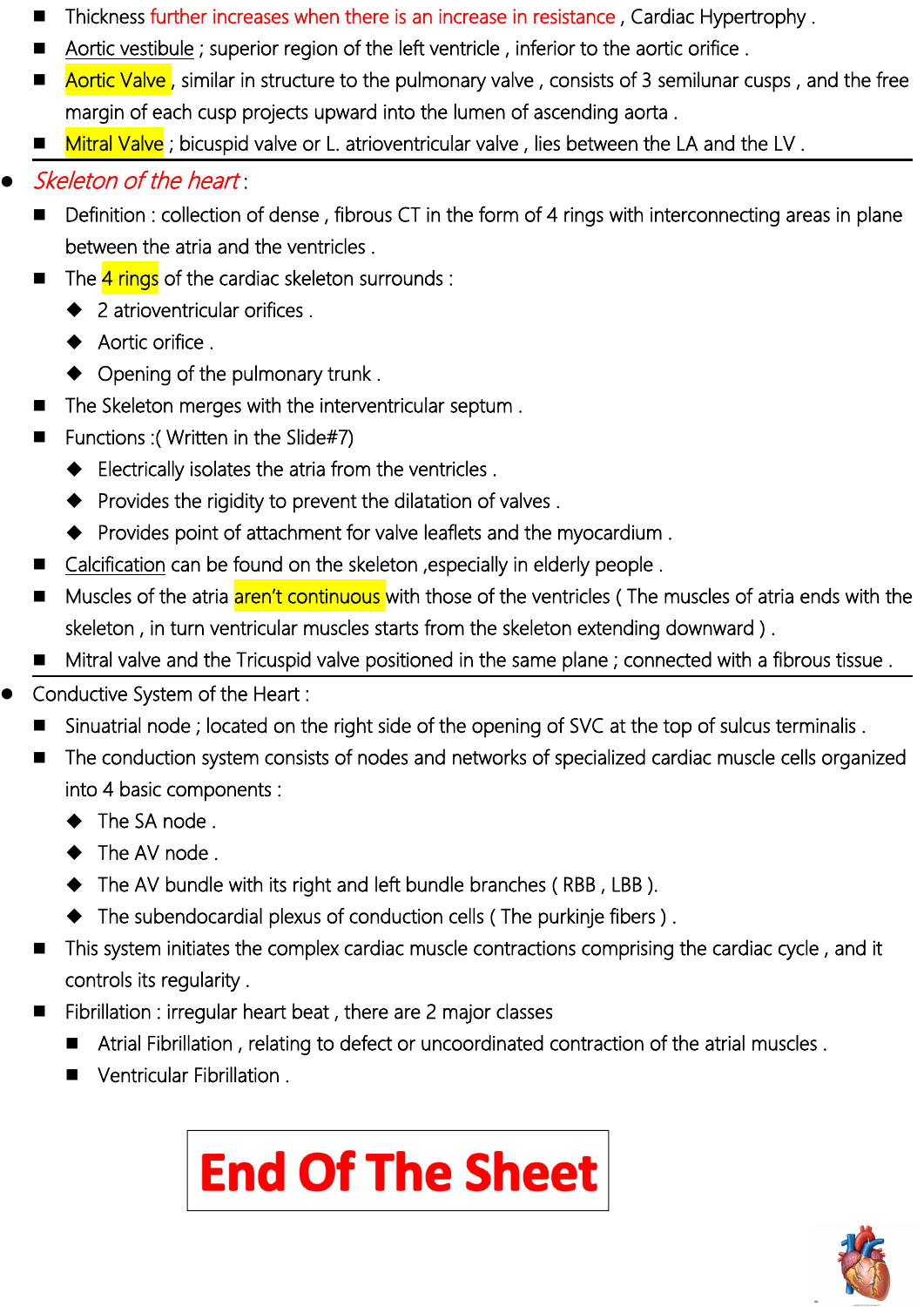- Thickness further increases when there is an increase in resistance , Cardiac Hypertrophy .
- Aortic vestibule ; superior region of the left ventricle , inferior to the aortic orifice .
- Aortic Valve , similar in structure to the pulmonary valve , consists of 3 semilunar cusps , and the free margin of each cusp projects upward into the lumen of ascending aorta .
- Mitral Valve ; bicuspid valve or L. atrioventricular valve , lies between the LA and the LV .

---

- *Skeleton of the heart* :
  - Definition : collection of dense , fibrous CT in the form of 4 rings with interconnecting areas in plane between the atria and the ventricles .
  - The 4 rings of the cardiac skeleton surrounds :
    - 2 atrioventricular orifices .
    - Aortic orifice .
    - Opening of the pulmonary trunk .
  - The Skeleton merges with the interventricular septum .
  - Functions :( Written in the Slide#7)
    - Electrically isolates the atria from the ventricles .
    - Provides the rigidity to prevent the dilatation of valves .
    - Provides point of attachment for valve leaflets and the myocardium .
  - Calcification can be found on the skeleton ,especially in elderly people .
  - Muscles of the atria aren't continuous with those of the ventricles ( The muscles of atria ends with the skeleton , in turn ventricular muscles starts from the skeleton extending downward ) .
  - Mitral valve and the Tricuspid valve positioned in the same plane ; connected with a fibrous tissue .

---

- Conductive System of the Heart :
  - Sinuatrial node ; located on the right side of the opening of SVC at the top of sulcus terminalis .
  - The conduction system consists of nodes and networks of specialized cardiac muscle cells organized into 4 basic components :
    - The SA node .
    - The AV node .
    - The AV bundle with its right and left bundle branches ( RBB , LBB ).
    - The subendocardial plexus of conduction cells ( The purkinje fibers ) .
  - This system initiates the complex cardiac muscle contractions comprising the cardiac cycle , and it controls its regularity .
  - Fibrillation : irregular heart beat , there are 2 major classes
    - Atrial Fibrillation , relating to defect or uncoordinated contraction of the atrial muscles .
    - Ventricular Fibrillation .

**End Of The Sheet**